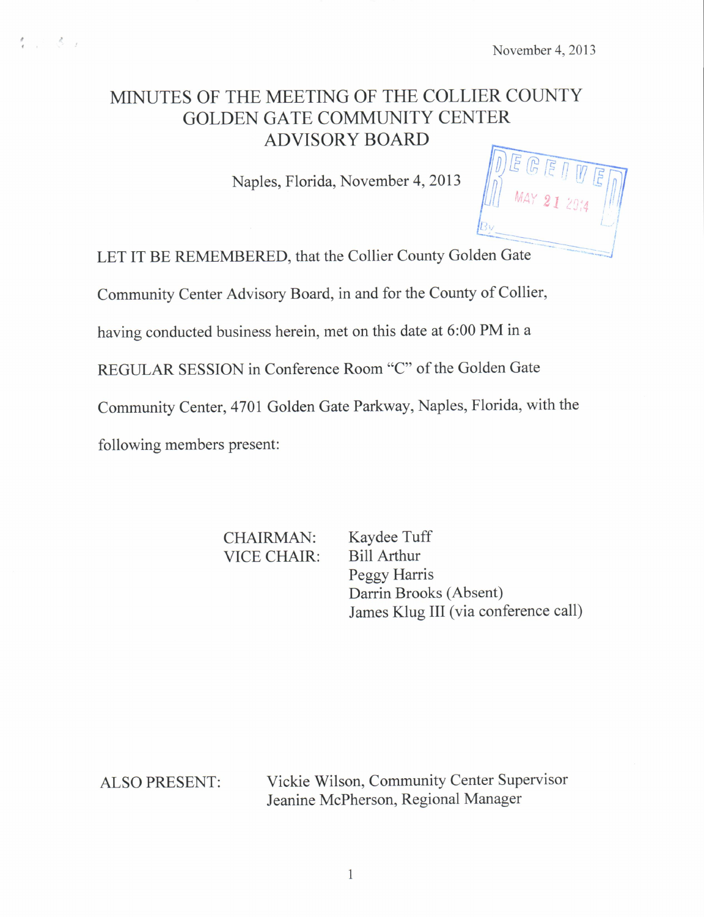November 4, 2013

# MINUTES OF THE MEETING OF THE COLLIER COUNTY GOLDEN GATE COMMUNITY CENTER ADVISORY BOARD

Naples, Florida, November 4, 2013

RECEIVED
MAY 21 2014
By

LET IT BE REMEMBERED, that the Collier County Golden Gate Community Center Advisory Board, in and for the County of Collier, having conducted business herein, met on this date at 6:00 PM in a REGULAR SESSION in Conference Room "C" of the Golden Gate Community Center, 4701 Golden Gate Parkway, Naples, Florida, with the following members present:

CHAIRMAN: Kaydee Tuff
VICE CHAIR: Bill Arthur
Peggy Harris
Darrin Brooks (Absent)
James Klug III (via conference call)

ALSO PRESENT: Vickie Wilson, Community Center Supervisor
Jeanine McPherson, Regional Manager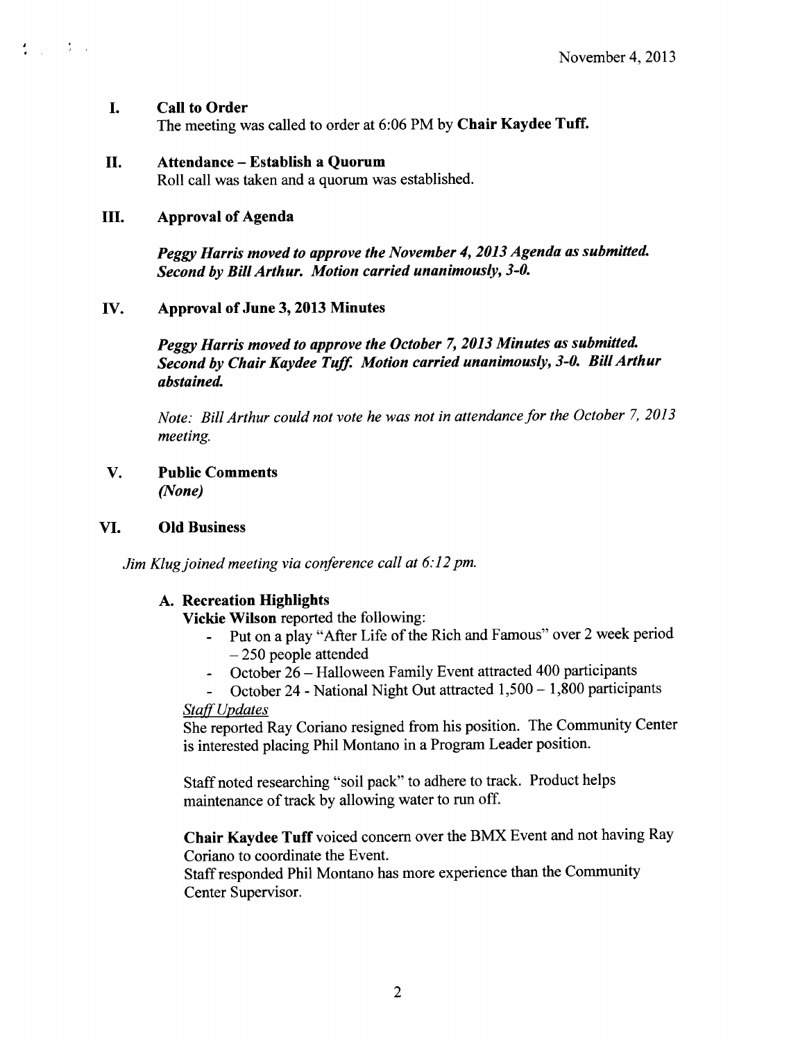November 4, 2013

## I. Call to Order

The meeting was called to order at 6:06 PM by **Chair Kaydee Tuff.**

## II. Attendance – Establish a Quorum

Roll call was taken and a quorum was established.

## III. Approval of Agenda

***Peggy Harris moved to approve the November 4, 2013 Agenda as submitted. Second by Bill Arthur. Motion carried unanimously, 3-0.***

## IV. Approval of June 3, 2013 Minutes

***Peggy Harris moved to approve the October 7, 2013 Minutes as submitted. Second by Chair Kaydee Tuff. Motion carried unanimously, 3-0. Bill Arthur abstained.***

*Note: Bill Arthur could not vote he was not in attendance for the October 7, 2013 meeting.*

## V. Public Comments

*(None)*

## VI. Old Business

*Jim Klug joined meeting via conference call at 6:12 pm.*

### A. Recreation Highlights

**Vickie Wilson** reported the following:

- Put on a play "After Life of the Rich and Famous" over 2 week period – 250 people attended
- October 26 – Halloween Family Event attracted 400 participants
- October 24 - National Night Out attracted 1,500 – 1,800 participants

*Staff Updates*

She reported Ray Coriano resigned from his position. The Community Center is interested placing Phil Montano in a Program Leader position.

Staff noted researching "soil pack" to adhere to track. Product helps maintenance of track by allowing water to run off.

**Chair Kaydee Tuff** voiced concern over the BMX Event and not having Ray Coriano to coordinate the Event.

Staff responded Phil Montano has more experience than the Community Center Supervisor.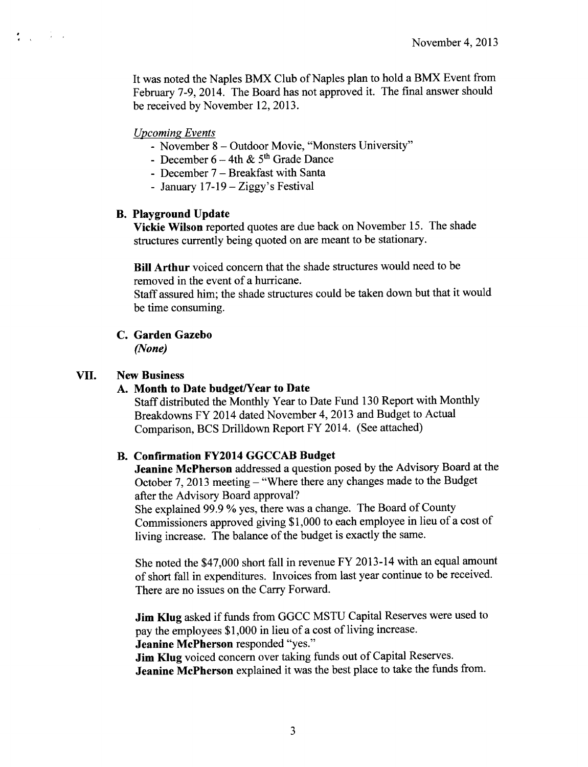It was noted the Naples BMX Club of Naples plan to hold a BMX Event from February 7-9, 2014. The Board has not approved it. The final answer should be received by November 12, 2013.

*Upcoming Events*

- November 8 – Outdoor Movie, "Monsters University"
- December 6 – 4th & 5th Grade Dance
- December 7 – Breakfast with Santa
- January 17-19 – Ziggy's Festival

**B. Playground Update**

**Vickie Wilson** reported quotes are due back on November 15. The shade structures currently being quoted on are meant to be stationary.

**Bill Arthur** voiced concern that the shade structures would need to be removed in the event of a hurricane.
Staff assured him; the shade structures could be taken down but that it would be time consuming.

**C. Garden Gazebo**

*(None)*

## VII. New Business

**A. Month to Date budget/Year to Date**

Staff distributed the Monthly Year to Date Fund 130 Report with Monthly Breakdowns FY 2014 dated November 4, 2013 and Budget to Actual Comparison, BCS Drilldown Report FY 2014. (See attached)

**B. Confirmation FY2014 GGCCAB Budget**

**Jeanine McPherson** addressed a question posed by the Advisory Board at the October 7, 2013 meeting – "Where there any changes made to the Budget after the Advisory Board approval?
She explained 99.9 % yes, there was a change. The Board of County Commissioners approved giving $1,000 to each employee in lieu of a cost of living increase. The balance of the budget is exactly the same.

She noted the $47,000 short fall in revenue FY 2013-14 with an equal amount of short fall in expenditures. Invoices from last year continue to be received. There are no issues on the Carry Forward.

**Jim Klug** asked if funds from GGCC MSTU Capital Reserves were used to pay the employees $1,000 in lieu of a cost of living increase.
**Jeanine McPherson** responded "yes."
**Jim Klug** voiced concern over taking funds out of Capital Reserves.
**Jeanine McPherson** explained it was the best place to take the funds from.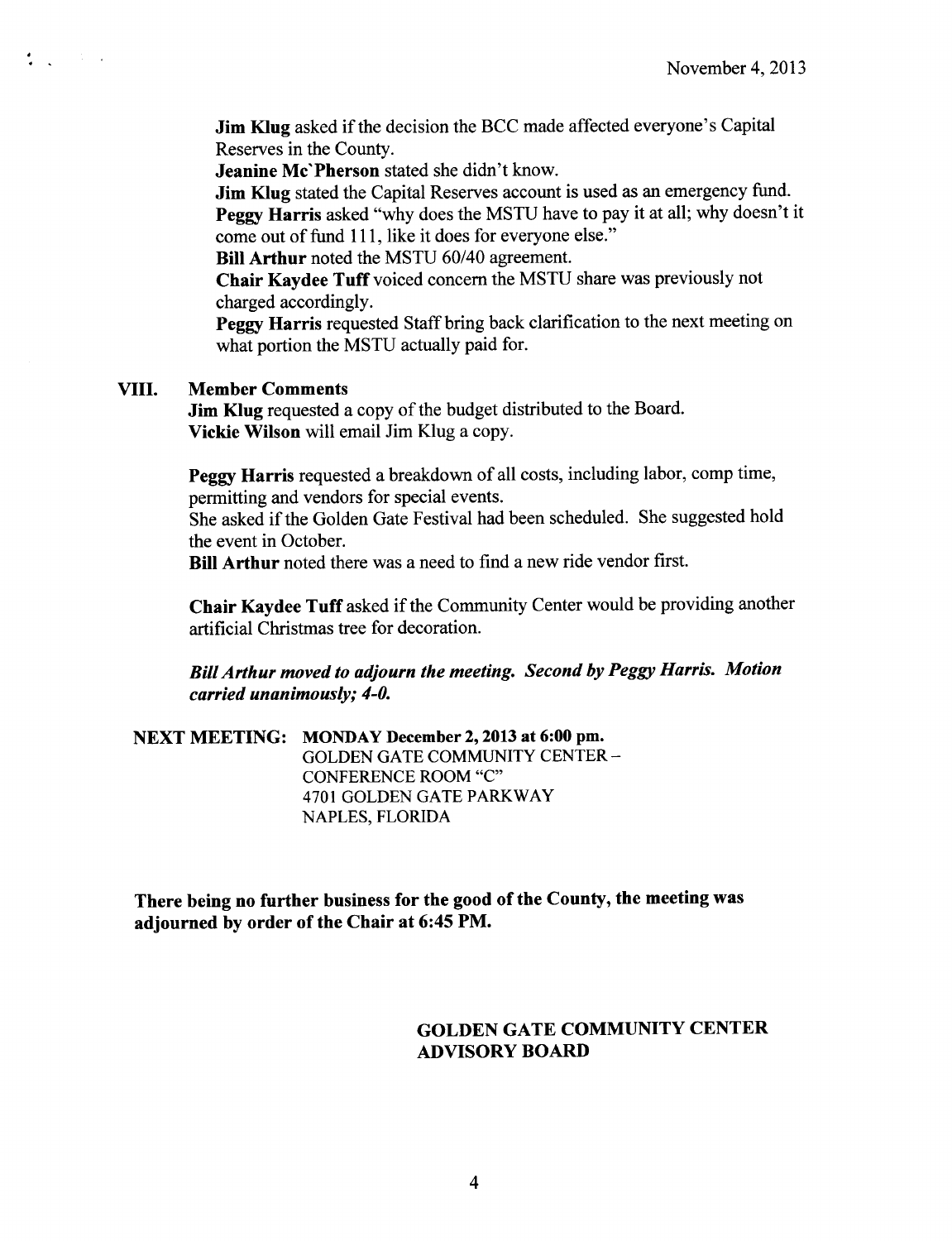**Jim Klug** asked if the decision the BCC made affected everyone's Capital Reserves in the County.

**Jeanine Mc'Pherson** stated she didn't know.

**Jim Klug** stated the Capital Reserves account is used as an emergency fund.

**Peggy Harris** asked "why does the MSTU have to pay it at all; why doesn't it come out of fund 111, like it does for everyone else."

**Bill Arthur** noted the MSTU 60/40 agreement.

**Chair Kaydee Tuff** voiced concern the MSTU share was previously not charged accordingly.

**Peggy Harris** requested Staff bring back clarification to the next meeting on what portion the MSTU actually paid for.

## VIII. Member Comments

**Jim Klug** requested a copy of the budget distributed to the Board.

**Vickie Wilson** will email Jim Klug a copy.

**Peggy Harris** requested a breakdown of all costs, including labor, comp time, permitting and vendors for special events.

She asked if the Golden Gate Festival had been scheduled. She suggested hold the event in October.

**Bill Arthur** noted there was a need to find a new ride vendor first.

**Chair Kaydee Tuff** asked if the Community Center would be providing another artificial Christmas tree for decoration.

***Bill Arthur moved to adjourn the meeting. Second by Peggy Harris. Motion carried unanimously; 4-0.***

**NEXT MEETING: MONDAY December 2, 2013 at 6:00 pm.**
GOLDEN GATE COMMUNITY CENTER –
CONFERENCE ROOM "C"
4701 GOLDEN GATE PARKWAY
NAPLES, FLORIDA

**There being no further business for the good of the County, the meeting was adjourned by order of the Chair at 6:45 PM.**

**GOLDEN GATE COMMUNITY CENTER ADVISORY BOARD**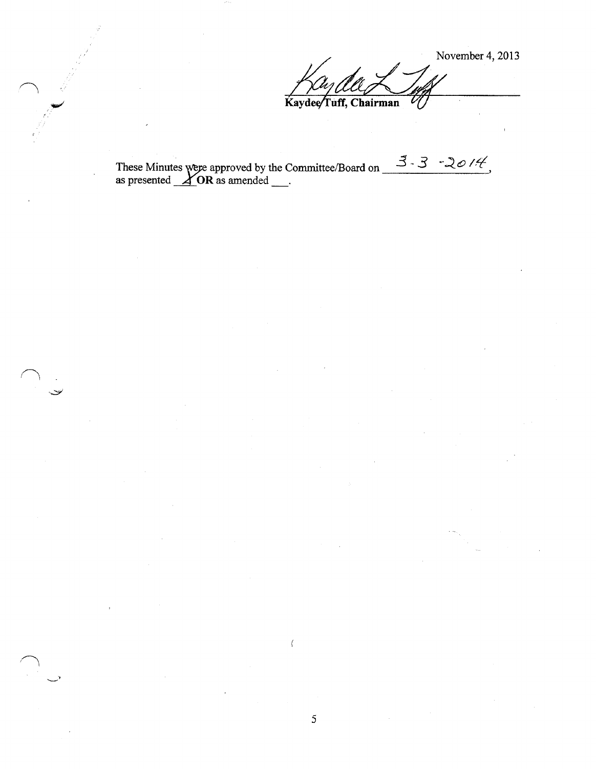November 4, 2013

Kaydee Tuff, Chairman

These Minutes were approved by the Committee/Board on 3-3-2014, as presented X **OR** as amended ___.